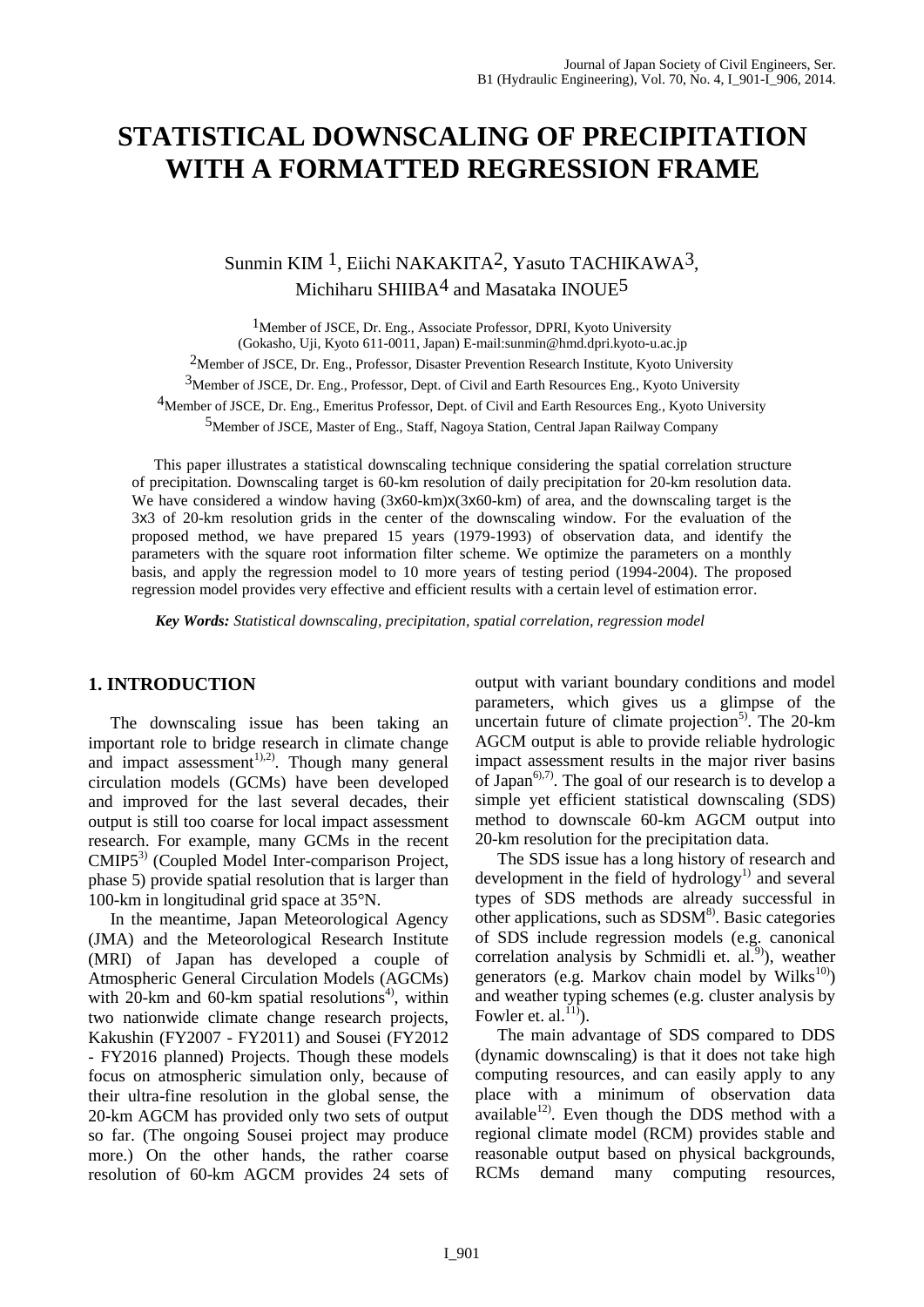# STATISTICAL DOWNSCALING OF PRECIPITATION WITH A FORMATTED REGRESSION FRAME

Sunmin KIM [1], Eiichi NAKAKITA [2], Yasuto TACHIKAWA [3], Michiharu SHIIBA [4] and Masataka INOUE [5]

[1] Member of JSCE, Dr. Eng., Associate Professor, DPRI, Kyoto University (Gokasho, Uji, Kyoto 611-0011, Japan) E-mail:sunmin@hmd.dpri.kyoto-u.ac.jp

[2] Member of JSCE, Dr. Eng., Professor, Disaster Prevention Research Institute, Kyoto University

[3] Member of JSCE, Dr. Eng., Professor, Dept. of Civil and Earth Resources Eng., Kyoto University

[4] Member of JSCE, Dr. Eng., Emeritus Professor, Dept. of Civil and Earth Resources Eng., Kyoto University

[5] Member of JSCE, Master of Eng., Staff, Nagoya Station, Central Japan Railway Company

This paper illustrates a statistical downscaling technique considering the spatial correlation structure of precipitation. Downscaling target is 60-km resolution of daily precipitation for 20-km resolution data. We have considered a window having (3x60-km)x(3x60-km) of area, and the downscaling target is the 3x3 of 20-km resolution grids in the center of the downscaling window. For the evaluation of the proposed method, we have prepared 15 years (1979-1993) of observation data, and identify the parameters with the square root information filter scheme. We optimize the parameters on a monthly basis, and apply the regression model to 10 more years of testing period (1994-2004). The proposed regression model provides very effective and efficient results with a certain level of estimation error.

***Key Words:*** *Statistical downscaling, precipitation, spatial correlation, regression model*

## 1. INTRODUCTION

The downscaling issue has been taking an important role to bridge research in climate change and impact assessment[1),2)]. Though many general circulation models (GCMs) have been developed and improved for the last several decades, their output is still too coarse for local impact assessment research. For example, many GCMs in the recent CMIP5[3)] (Coupled Model Inter-comparison Project, phase 5) provide spatial resolution that is larger than 100-km in longitudinal grid space at 35°N.

In the meantime, Japan Meteorological Agency (JMA) and the Meteorological Research Institute (MRI) of Japan has developed a couple of Atmospheric General Circulation Models (AGCMs) with 20-km and 60-km spatial resolutions[4)], within two nationwide climate change research projects, Kakushin (FY2007 - FY2011) and Sousei (FY2012 - FY2016 planned) Projects. Though these models focus on atmospheric simulation only, because of their ultra-fine resolution in the global sense, the 20-km AGCM has provided only two sets of output so far. (The ongoing Sousei project may produce more.) On the other hands, the rather coarse resolution of 60-km AGCM provides 24 sets of output with variant boundary conditions and model parameters, which gives us a glimpse of the uncertain future of climate projection[5)]. The 20-km AGCM output is able to provide reliable hydrologic impact assessment results in the major river basins of Japan[6),7)]. The goal of our research is to develop a simple yet efficient statistical downscaling (SDS) method to downscale 60-km AGCM output into 20-km resolution for the precipitation data.

The SDS issue has a long history of research and development in the field of hydrology[1)] and several types of SDS methods are already successful in other applications, such as SDSM[8)]. Basic categories of SDS include regression models (e.g. canonical correlation analysis by Schmidli et. al.[9)]), weather generators (e.g. Markov chain model by Wilks[10)]) and weather typing schemes (e.g. cluster analysis by Fowler et. al.[11)]).

The main advantage of SDS compared to DDS (dynamic downscaling) is that it does not take high computing resources, and can easily apply to any place with a minimum of observation data available[12)]. Even though the DDS method with a regional climate model (RCM) provides stable and reasonable output based on physical backgrounds, RCMs demand many computing resources,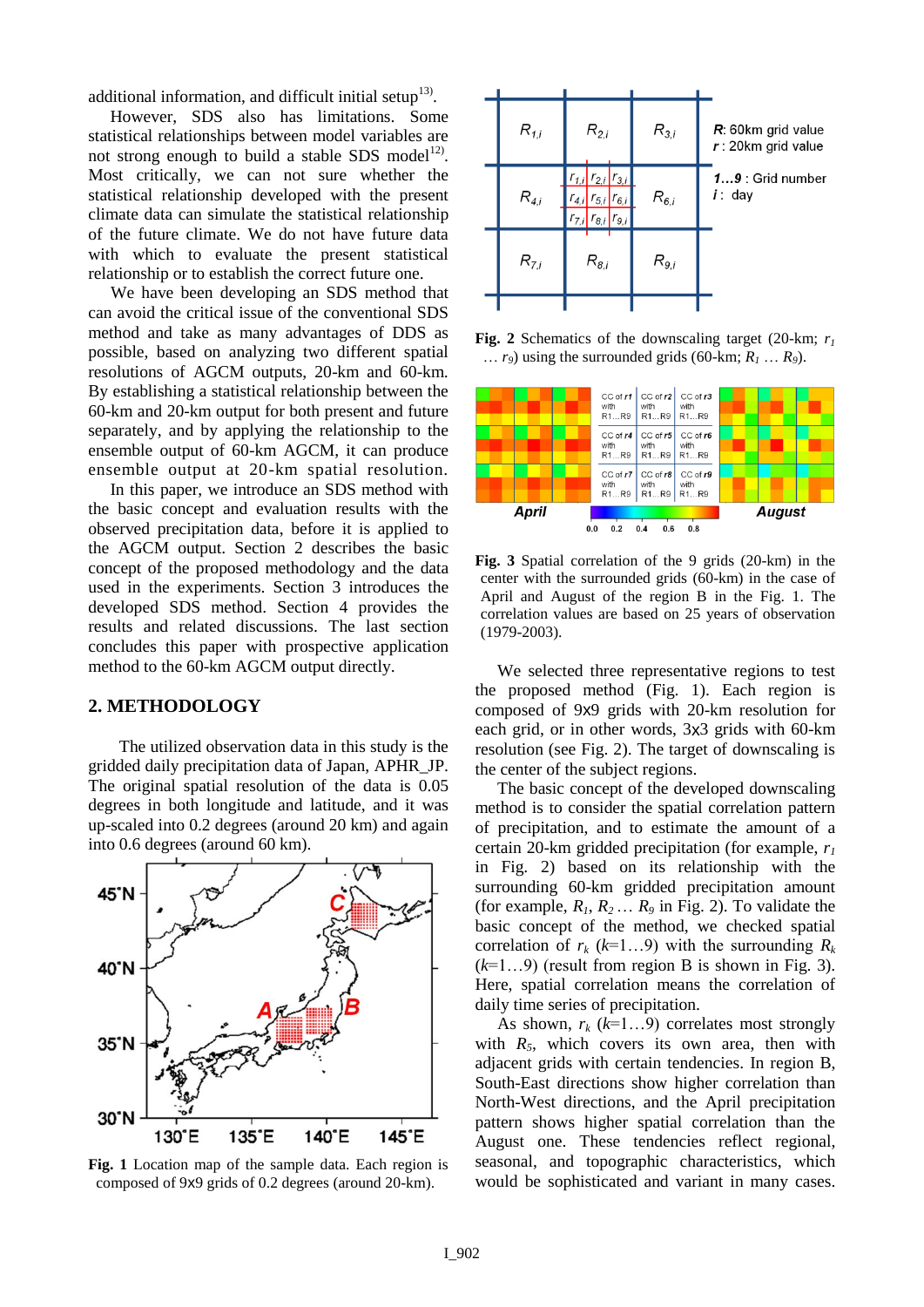additional information, and difficult initial setup[13].

However, SDS also has limitations. Some statistical relationships between model variables are not strong enough to build a stable SDS model[12]. Most critically, we can not sure whether the statistical relationship developed with the present climate data can simulate the statistical relationship of the future climate. We do not have future data with which to evaluate the present statistical relationship or to establish the correct future one.

We have been developing an SDS method that can avoid the critical issue of the conventional SDS method and take as many advantages of DDS as possible, based on analyzing two different spatial resolutions of AGCM outputs, 20-km and 60-km. By establishing a statistical relationship between the 60-km and 20-km output for both present and future separately, and by applying the relationship to the ensemble output of 60-km AGCM, it can produce ensemble output at 20-km spatial resolution.

In this paper, we introduce an SDS method with the basic concept and evaluation results with the observed precipitation data, before it is applied to the AGCM output. Section 2 describes the basic concept of the proposed methodology and the data used in the experiments. Section 3 introduces the developed SDS method. Section 4 provides the results and related discussions. The last section concludes this paper with prospective application method to the 60-km AGCM output directly.

## 2. METHODOLOGY

The utilized observation data in this study is the gridded daily precipitation data of Japan, APHR_JP. The original spatial resolution of the data is 0.05 degrees in both longitude and latitude, and it was up-scaled into 0.2 degrees (around 20 km) and again into 0.6 degrees (around 60 km).

**Fig. 1** Location map of the sample data. Each region is composed of 9x9 grids of 0.2 degrees (around 20-km).

**Fig. 2** Schematics of the downscaling target (20-km; $r_1 \ldots r_9$) using the surrounded grids (60-km; $R_1 \ldots R_9$).

**Fig. 3** Spatial correlation of the 9 grids (20-km) in the center with the surrounded grids (60-km) in the case of April and August of the region B in the Fig. 1. The correlation values are based on 25 years of observation (1979-2003).

We selected three representative regions to test the proposed method (Fig. 1). Each region is composed of 9x9 grids with 20-km resolution for each grid, or in other words, 3x3 grids with 60-km resolution (see Fig. 2). The target of downscaling is the center of the subject regions.

The basic concept of the developed downscaling method is to consider the spatial correlation pattern of precipitation, and to estimate the amount of a certain 20-km gridded precipitation (for example, $r_1$ in Fig. 2) based on its relationship with the surrounding 60-km gridded precipitation amount (for example, $R_1$, $R_2 \ldots R_9$ in Fig. 2). To validate the basic concept of the method, we checked spatial correlation of $r_k$ ($k$=1…9) with the surrounding $R_k$ ($k$=1…9) (result from region B is shown in Fig. 3). Here, spatial correlation means the correlation of daily time series of precipitation.

As shown, $r_k$ ($k$=1…9) correlates most strongly with $R_5$, which covers its own area, then with adjacent grids with certain tendencies. In region B, South-East directions show higher correlation than North-West directions, and the April precipitation pattern shows higher spatial correlation than the August one. These tendencies reflect regional, seasonal, and topographic characteristics, which would be sophisticated and variant in many cases.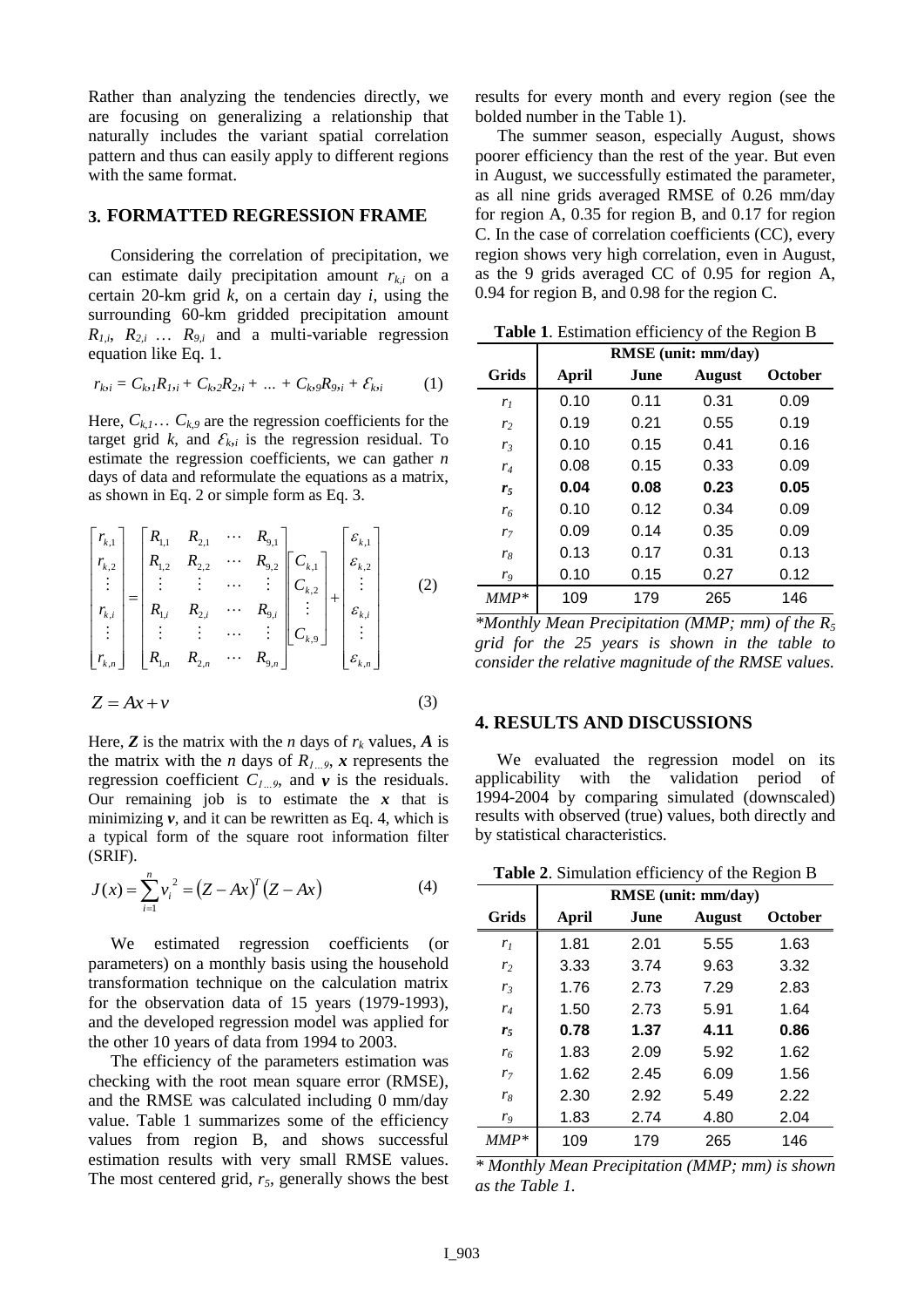Rather than analyzing the tendencies directly, we are focusing on generalizing a relationship that naturally includes the variant spatial correlation pattern and thus can easily apply to different regions with the same format.

## 3. FORMATTED REGRESSION FRAME

Considering the correlation of precipitation, we can estimate daily precipitation amount $r_{k,i}$ on a certain 20-km grid $k$, on a certain day $i$, using the surrounding 60-km gridded precipitation amount $R_{1,i}$, $R_{2,i}$ … $R_{9,i}$ and a multi-variable regression equation like Eq. 1.

$$r_{k,i} = C_{k,1}R_{1,i} + C_{k,2}R_{2,i} + \dots + C_{k,9}R_{9,i} + \varepsilon_{k,i} \qquad (1)$$

Here, $C_{k,1}\dots C_{k,9}$ are the regression coefficients for the target grid $k$, and $\varepsilon_{k,i}$ is the regression residual. To estimate the regression coefficients, we can gather $n$ days of data and reformulate the equations as a matrix, as shown in Eq. 2 or simple form as Eq. 3.

$$\begin{bmatrix} r_{k,1} \\ r_{k,2} \\ \vdots \\ r_{k,i} \\ \vdots \\ r_{k,n} \end{bmatrix} = \begin{bmatrix} R_{1,1} & R_{2,1} & \cdots & R_{9,1} \\ R_{1,2} & R_{2,2} & \cdots & R_{9,2} \\ \vdots & \vdots & \cdots & \vdots \\ R_{1,i} & R_{2,i} & \cdots & R_{9,i} \\ \vdots & \vdots & \cdots & \vdots \\ R_{1,n} & R_{2,n} & \cdots & R_{9,n} \end{bmatrix} \begin{bmatrix} C_{k,1} \\ C_{k,2} \\ \vdots \\ C_{k,9} \end{bmatrix} + \begin{bmatrix} \varepsilon_{k,1} \\ \varepsilon_{k,2} \\ \vdots \\ \varepsilon_{k,i} \\ \vdots \\ \varepsilon_{k,n} \end{bmatrix} \qquad (2)$$

$$Z = Ax + v \qquad (3)$$

Here, $\boldsymbol{Z}$ is the matrix with the $n$ days of $r_k$ values, $\boldsymbol{A}$ is the matrix with the $n$ days of $R_{1\dots9}$, $\boldsymbol{x}$ represents the regression coefficient $C_{1\dots9}$, and $\boldsymbol{v}$ is the residuals. Our remaining job is to estimate the $\boldsymbol{x}$ that is minimizing $\boldsymbol{v}$, and it can be rewritten as Eq. 4, which is a typical form of the square root information filter (SRIF).

$$J(x) = \sum_{i=1}^{n} v_i^{\,2} = (Z - Ax)^T (Z - Ax) \qquad (4)$$

We estimated regression coefficients (or parameters) on a monthly basis using the household transformation technique on the calculation matrix for the observation data of 15 years (1979-1993), and the developed regression model was applied for the other 10 years of data from 1994 to 2003.

The efficiency of the parameters estimation was checking with the root mean square error (RMSE), and the RMSE was calculated including 0 mm/day value. Table 1 summarizes some of the efficiency values from region B, and shows successful estimation results with very small RMSE values. The most centered grid, $r_5$, generally shows the best results for every month and every region (see the bolded number in the Table 1).

The summer season, especially August, shows poorer efficiency than the rest of the year. But even in August, we successfully estimated the parameter, as all nine grids averaged RMSE of 0.26 mm/day for region A, 0.35 for region B, and 0.17 for region C. In the case of correlation coefficients (CC), every region shows very high correlation, even in August, as the 9 grids averaged CC of 0.95 for region A, 0.94 for region B, and 0.98 for the region C.

**Table 1**. Estimation efficiency of the Region B

| | RMSE (unit: mm/day) | | | |
|---|---|---|---|---|
| **Grids** | **April** | **June** | **August** | **October** |
| $r_1$ | 0.10 | 0.11 | 0.31 | 0.09 |
| $r_2$ | 0.19 | 0.21 | 0.55 | 0.19 |
| $r_3$ | 0.10 | 0.15 | 0.41 | 0.16 |
| $r_4$ | 0.08 | 0.15 | 0.33 | 0.09 |
| $\boldsymbol{r_5}$ | **0.04** | **0.08** | **0.23** | **0.05** |
| $r_6$ | 0.10 | 0.12 | 0.34 | 0.09 |
| $r_7$ | 0.09 | 0.14 | 0.35 | 0.09 |
| $r_8$ | 0.13 | 0.17 | 0.31 | 0.13 |
| $r_9$ | 0.10 | 0.15 | 0.27 | 0.12 |
| *MMP\** | 109 | 179 | 265 | 146 |

*\*Monthly Mean Precipitation (MMP; mm) of the $R_5$ grid for the 25 years is shown in the table to consider the relative magnitude of the RMSE values.*

## 4. RESULTS AND DISCUSSIONS

We evaluated the regression model on its applicability with the validation period of 1994-2004 by comparing simulated (downscaled) results with observed (true) values, both directly and by statistical characteristics.

**Table 2**. Simulation efficiency of the Region B

| | RMSE (unit: mm/day) | | | |
|---|---|---|---|---|
| **Grids** | **April** | **June** | **August** | **October** |
| $r_1$ | 1.81 | 2.01 | 5.55 | 1.63 |
| $r_2$ | 3.33 | 3.74 | 9.63 | 3.32 |
| $r_3$ | 1.76 | 2.73 | 7.29 | 2.83 |
| $r_4$ | 1.50 | 2.73 | 5.91 | 1.64 |
| $\boldsymbol{r_5}$ | **0.78** | **1.37** | **4.11** | **0.86** |
| $r_6$ | 1.83 | 2.09 | 5.92 | 1.62 |
| $r_7$ | 1.62 | 2.45 | 6.09 | 1.56 |
| $r_8$ | 2.30 | 2.92 | 5.49 | 2.22 |
| $r_9$ | 1.83 | 2.74 | 4.80 | 2.04 |
| *MMP\** | 109 | 179 | 265 | 146 |

*\* Monthly Mean Precipitation (MMP; mm) is shown as the Table 1.*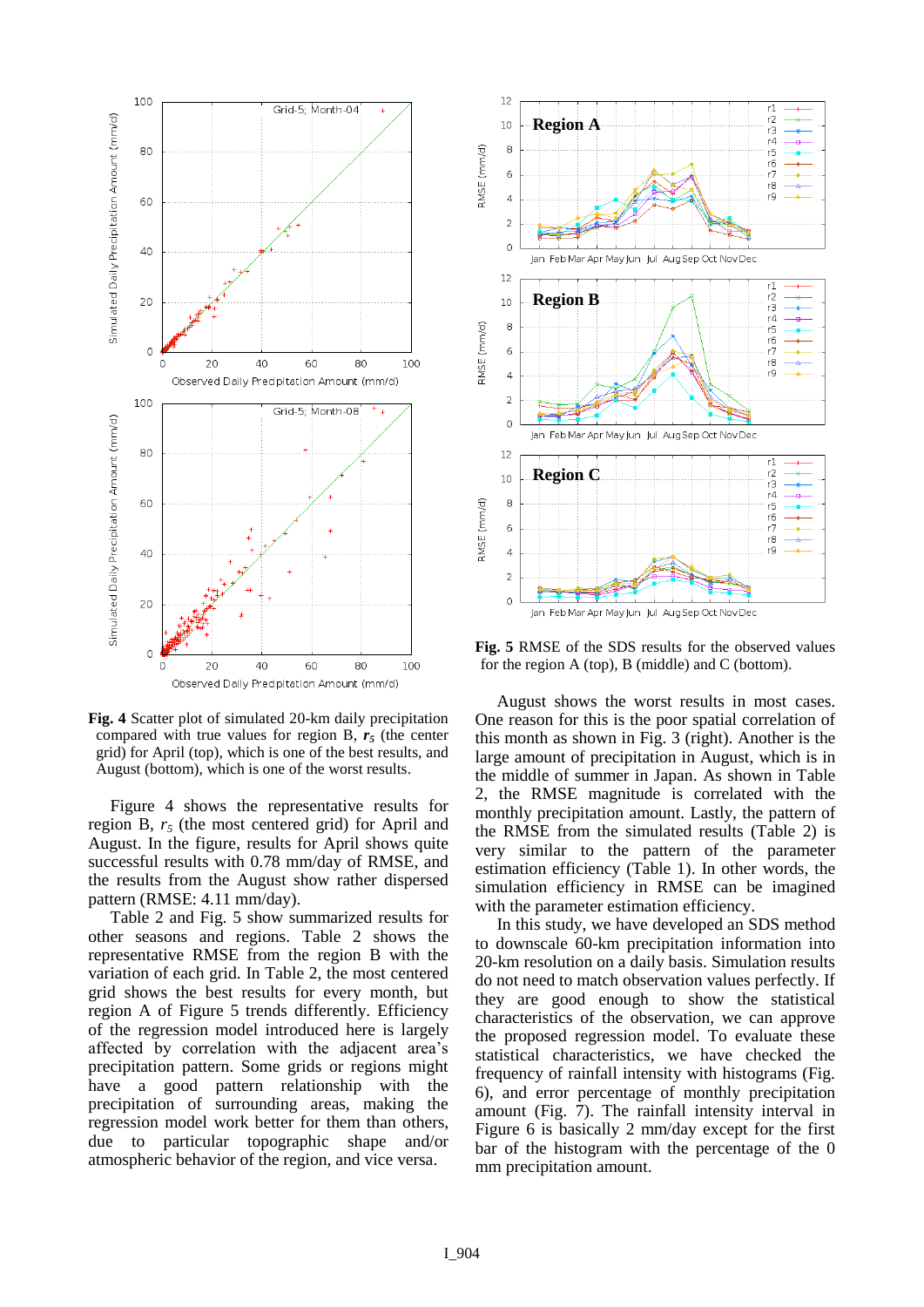**Fig. 4** Scatter plot of simulated 20-km daily precipitation compared with true values for region B, $r_5$ (the center grid) for April (top), which is one of the best results, and August (bottom), which is one of the worst results.

Figure 4 shows the representative results for region B, $r_5$ (the most centered grid) for April and August. In the figure, results for April shows quite successful results with 0.78 mm/day of RMSE, and the results from the August show rather dispersed pattern (RMSE: 4.11 mm/day).

Table 2 and Fig. 5 show summarized results for other seasons and regions. Table 2 shows the representative RMSE from the region B with the variation of each grid. In Table 2, the most centered grid shows the best results for every month, but region A of Figure 5 trends differently. Efficiency of the regression model introduced here is largely affected by correlation with the adjacent area's precipitation pattern. Some grids or regions might have a good pattern relationship with the precipitation of surrounding areas, making the regression model work better for them than others, due to particular topographic shape and/or atmospheric behavior of the region, and vice versa.

**Fig. 5** RMSE of the SDS results for the observed values for the region A (top), B (middle) and C (bottom).

August shows the worst results in most cases. One reason for this is the poor spatial correlation of this month as shown in Fig. 3 (right). Another is the large amount of precipitation in August, which is in the middle of summer in Japan. As shown in Table 2, the RMSE magnitude is correlated with the monthly precipitation amount. Lastly, the pattern of the RMSE from the simulated results (Table 2) is very similar to the pattern of the parameter estimation efficiency (Table 1). In other words, the simulation efficiency in RMSE can be imagined with the parameter estimation efficiency.

In this study, we have developed an SDS method to downscale 60-km precipitation information into 20-km resolution on a daily basis. Simulation results do not need to match observation values perfectly. If they are good enough to show the statistical characteristics of the observation, we can approve the proposed regression model. To evaluate these statistical characteristics, we have checked the frequency of rainfall intensity with histograms (Fig. 6), and error percentage of monthly precipitation amount (Fig. 7). The rainfall intensity interval in Figure 6 is basically 2 mm/day except for the first bar of the histogram with the percentage of the 0 mm precipitation amount.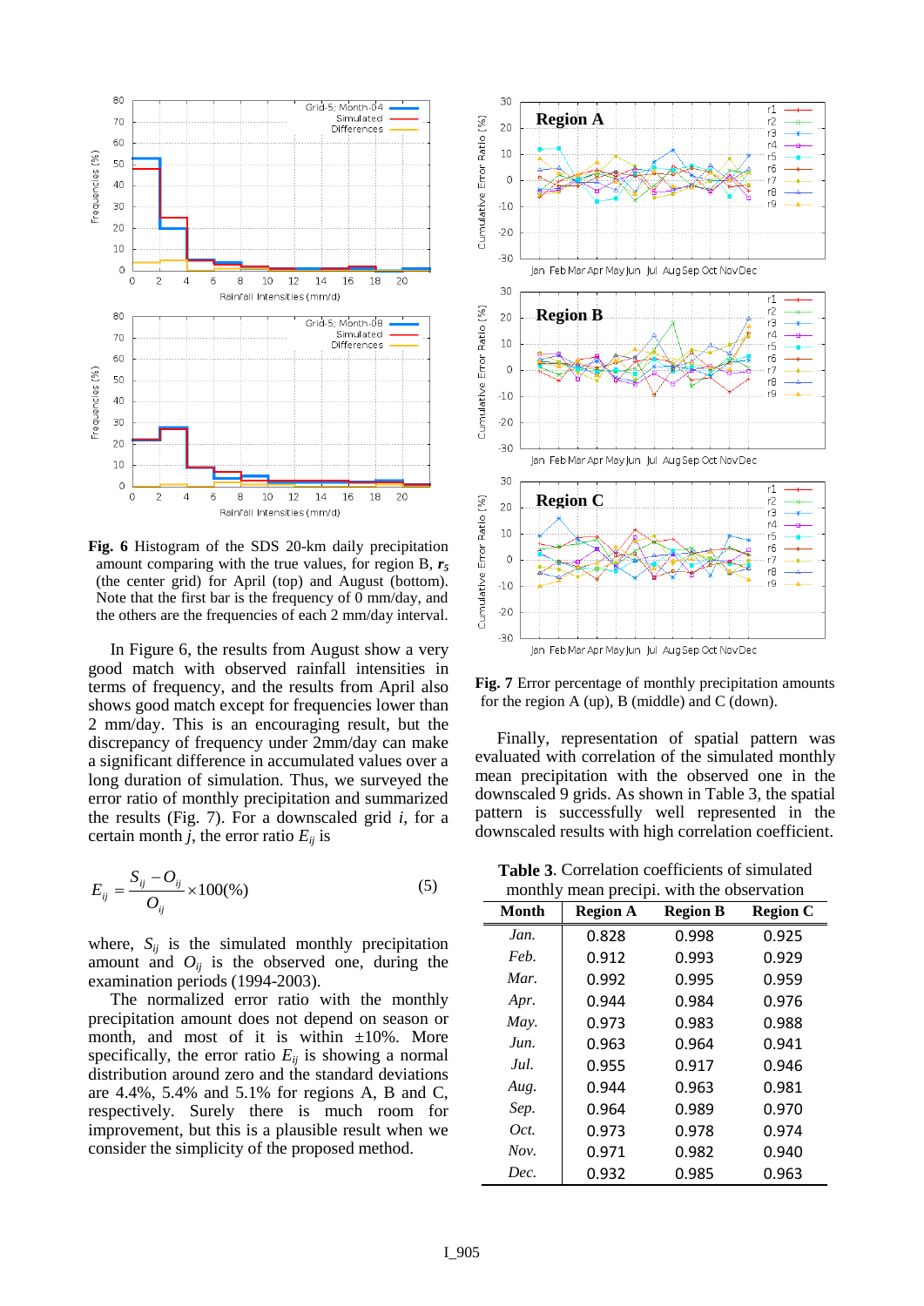**Fig. 6** Histogram of the SDS 20-km daily precipitation amount comparing with the true values, for region B, $r_5$ (the center grid) for April (top) and August (bottom). Note that the first bar is the frequency of 0 mm/day, and the others are the frequencies of each 2 mm/day interval.

In Figure 6, the results from August show a very good match with observed rainfall intensities in terms of frequency, and the results from April also shows good match except for frequencies lower than 2 mm/day. This is an encouraging result, but the discrepancy of frequency under 2mm/day can make a significant difference in accumulated values over a long duration of simulation. Thus, we surveyed the error ratio of monthly precipitation and summarized the results (Fig. 7). For a downscaled grid $i$, for a certain month $j$, the error ratio $E_{ij}$ is

$$E_{ij} = \frac{S_{ij} - O_{ij}}{O_{ij}} \times 100(\%) \qquad (5)$$

where, $S_{ij}$ is the simulated monthly precipitation amount and $O_{ij}$ is the observed one, during the examination periods (1994-2003).

The normalized error ratio with the monthly precipitation amount does not depend on season or month, and most of it is within ±10%. More specifically, the error ratio $E_{ij}$ is showing a normal distribution around zero and the standard deviations are 4.4%, 5.4% and 5.1% for regions A, B and C, respectively. Surely there is much room for improvement, but this is a plausible result when we consider the simplicity of the proposed method.

**Fig. 7** Error percentage of monthly precipitation amounts for the region A (up), B (middle) and C (down).

Finally, representation of spatial pattern was evaluated with correlation of the simulated monthly mean precipitation with the observed one in the downscaled 9 grids. As shown in Table 3, the spatial pattern is successfully well represented in the downscaled results with high correlation coefficient.

**Table 3**. Correlation coefficients of simulated monthly mean precipi. with the observation

| Month | Region A | Region B | Region C |
|---|---|---|---|
| *Jan.* | 0.828 | 0.998 | 0.925 |
| *Feb.* | 0.912 | 0.993 | 0.929 |
| *Mar.* | 0.992 | 0.995 | 0.959 |
| *Apr.* | 0.944 | 0.984 | 0.976 |
| *May.* | 0.973 | 0.983 | 0.988 |
| *Jun.* | 0.963 | 0.964 | 0.941 |
| *Jul.* | 0.955 | 0.917 | 0.946 |
| *Aug.* | 0.944 | 0.963 | 0.981 |
| *Sep.* | 0.964 | 0.989 | 0.970 |
| *Oct.* | 0.973 | 0.978 | 0.974 |
| *Nov.* | 0.971 | 0.982 | 0.940 |
| *Dec.* | 0.932 | 0.985 | 0.963 |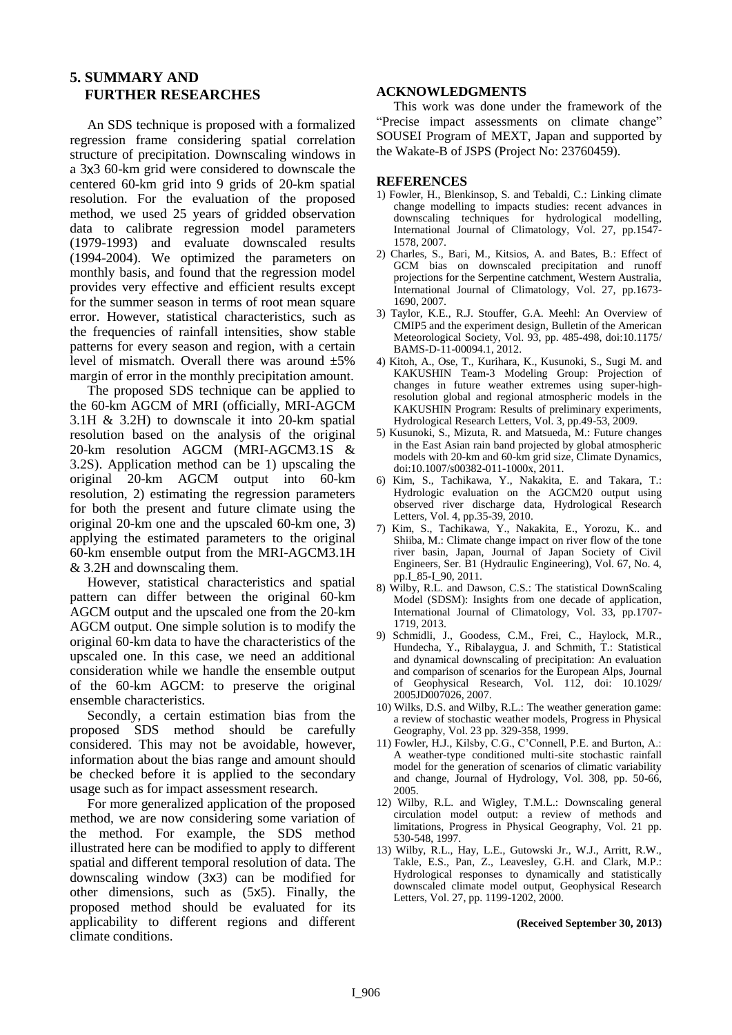## 5. SUMMARY AND FURTHER RESEARCHES

An SDS technique is proposed with a formalized regression frame considering spatial correlation structure of precipitation. Downscaling windows in a 3x3 60-km grid were considered to downscale the centered 60-km grid into 9 grids of 20-km spatial resolution. For the evaluation of the proposed method, we used 25 years of gridded observation data to calibrate regression model parameters (1979-1993) and evaluate downscaled results (1994-2004). We optimized the parameters on monthly basis, and found that the regression model provides very effective and efficient results except for the summer season in terms of root mean square error. However, statistical characteristics, such as the frequencies of rainfall intensities, show stable patterns for every season and region, with a certain level of mismatch. Overall there was around ±5% margin of error in the monthly precipitation amount.

The proposed SDS technique can be applied to the 60-km AGCM of MRI (officially, MRI-AGCM 3.1H & 3.2H) to downscale it into 20-km spatial resolution based on the analysis of the original 20-km resolution AGCM (MRI-AGCM3.1S & 3.2S). Application method can be 1) upscaling the original 20-km AGCM output into 60-km resolution, 2) estimating the regression parameters for both the present and future climate using the original 20-km one and the upscaled 60-km one, 3) applying the estimated parameters to the original 60-km ensemble output from the MRI-AGCM3.1H & 3.2H and downscaling them.

However, statistical characteristics and spatial pattern can differ between the original 60-km AGCM output and the upscaled one from the 20-km AGCM output. One simple solution is to modify the original 60-km data to have the characteristics of the upscaled one. In this case, we need an additional consideration while we handle the ensemble output of the 60-km AGCM: to preserve the original ensemble characteristics.

Secondly, a certain estimation bias from the proposed SDS method should be carefully considered. This may not be avoidable, however, information about the bias range and amount should be checked before it is applied to the secondary usage such as for impact assessment research.

For more generalized application of the proposed method, we are now considering some variation of the method. For example, the SDS method illustrated here can be modified to apply to different spatial and different temporal resolution of data. The downscaling window (3x3) can be modified for other dimensions, such as (5x5). Finally, the proposed method should be evaluated for its applicability to different regions and different climate conditions.

## ACKNOWLEDGMENTS

This work was done under the framework of the "Precise impact assessments on climate change" SOUSEI Program of MEXT, Japan and supported by the Wakate-B of JSPS (Project No: 23760459).

## REFERENCES

1) Fowler, H., Blenkinsop, S. and Tebaldi, C.: Linking climate change modelling to impacts studies: recent advances in downscaling techniques for hydrological modelling, International Journal of Climatology, Vol. 27, pp.1547-1578, 2007.
2) Charles, S., Bari, M., Kitsios, A. and Bates, B.: Effect of GCM bias on downscaled precipitation and runoff projections for the Serpentine catchment, Western Australia, International Journal of Climatology, Vol. 27, pp.1673-1690, 2007.
3) Taylor, K.E., R.J. Stouffer, G.A. Meehl: An Overview of CMIP5 and the experiment design, Bulletin of the American Meteorological Society, Vol. 93, pp. 485-498, doi:10.1175/BAMS-D-11-00094.1, 2012.
4) Kitoh, A., Ose, T., Kurihara, K., Kusunoki, S., Sugi M. and KAKUSHIN Team-3 Modeling Group: Projection of changes in future weather extremes using super-high-resolution global and regional atmospheric models in the KAKUSHIN Program: Results of preliminary experiments, Hydrological Research Letters, Vol. 3, pp.49-53, 2009.
5) Kusunoki, S., Mizuta, R. and Matsueda, M.: Future changes in the East Asian rain band projected by global atmospheric models with 20-km and 60-km grid size, Climate Dynamics, doi:10.1007/s00382-011-1000x, 2011.
6) Kim, S., Tachikawa, Y., Nakakita, E. and Takara, T.: Hydrologic evaluation on the AGCM20 output using observed river discharge data, Hydrological Research Letters, Vol. 4, pp.35-39, 2010.
7) Kim, S., Tachikawa, Y., Nakakita, E., Yorozu, K.. and Shiiba, M.: Climate change impact on river flow of the tone river basin, Japan, Journal of Japan Society of Civil Engineers, Ser. B1 (Hydraulic Engineering), Vol. 67, No. 4, pp.I_85-I_90, 2011.
8) Wilby, R.L. and Dawson, C.S.: The statistical DownScaling Model (SDSM): Insights from one decade of application, International Journal of Climatology, Vol. 33, pp.1707-1719, 2013.
9) Schmidli, J., Goodess, C.M., Frei, C., Haylock, M.R., Hundecha, Y., Ribalaygua, J. and Schmith, T.: Statistical and dynamical downscaling of precipitation: An evaluation and comparison of scenarios for the European Alps, Journal of Geophysical Research, Vol. 112, doi: 10.1029/2005JD007026, 2007.
10) Wilks, D.S. and Wilby, R.L.: The weather generation game: a review of stochastic weather models, Progress in Physical Geography, Vol. 23 pp. 329-358, 1999.
11) Fowler, H.J., Kilsby, C.G., C'Connell, P.E. and Burton, A.: A weather-type conditioned multi-site stochastic rainfall model for the generation of scenarios of climatic variability and change, Journal of Hydrology, Vol. 308, pp. 50-66, 2005.
12) Wilby, R.L. and Wigley, T.M.L.: Downscaling general circulation model output: a review of methods and limitations, Progress in Physical Geography, Vol. 21 pp. 530-548, 1997.
13) Wilby, R.L., Hay, L.E., Gutowski Jr., W.J., Arritt, R.W., Takle, E.S., Pan, Z., Leavesley, G.H. and Clark, M.P.: Hydrological responses to dynamically and statistically downscaled climate model output, Geophysical Research Letters, Vol. 27, pp. 1199-1202, 2000.

**(Received September 30, 2013)**